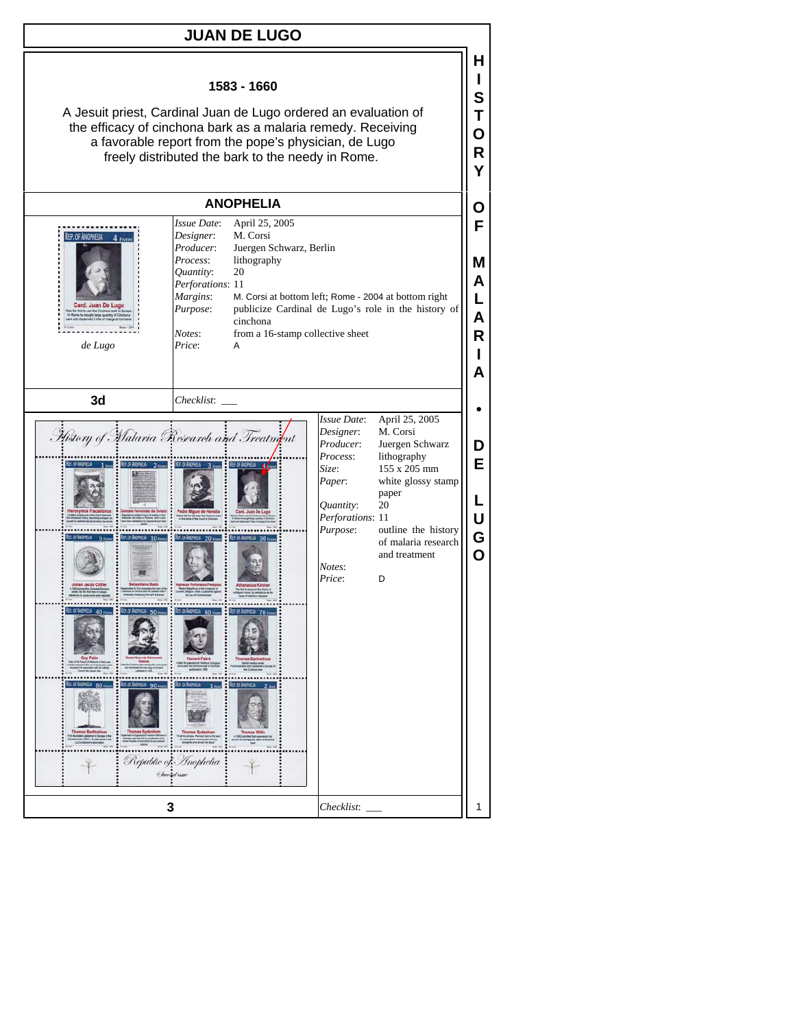# JUAN DE LUGO

## 1583 - 1660

A Jesuit priest, Cardinal Juan de Lugo ordered an evaluation of the efficacy of cinchona bark as a malaria remedy. Receiving a favorable report from the pope's physician, de Lugo freely distributed the bark to the needy in Rome.

## ANOPHELIA

de Lugo

| | |
|---|---|
| *Issue Date*: | April 25, 2005 |
| *Designer*: | M. Corsi |
| *Producer*: | Juergen Schwarz, Berlin |
| *Process*: | lithography |
| *Quantity*: | 20 |
| *Perforations*: | 11 |
| *Margins*: | M. Corsi at bottom left; Rome - 2004 at bottom right |
| *Purpose*: | publicize Cardinal de Lugo's role in the history of cinchona |
| *Notes*: | from a 16-stamp collective sheet |
| *Price*: | A |

**3d**

*Checklist*: ___

| | |
|---|---|
| *Issue Date*: | April 25, 2005 |
| *Designer*: | M. Corsi |
| *Producer*: | Juergen Schwarz |
| *Process*: | lithography |
| *Size*: | 155 x 205 mm |
| *Paper*: | white glossy stamp paper |
| *Quantity*: | 20 |
| *Perforations*: | 11 |
| *Purpose*: | outline the history of malaria research and treatment |
| *Notes*: | |
| *Price*: | D |

**3**

*Checklist*: ___

HISTORY OF MALARIA • DE LUGO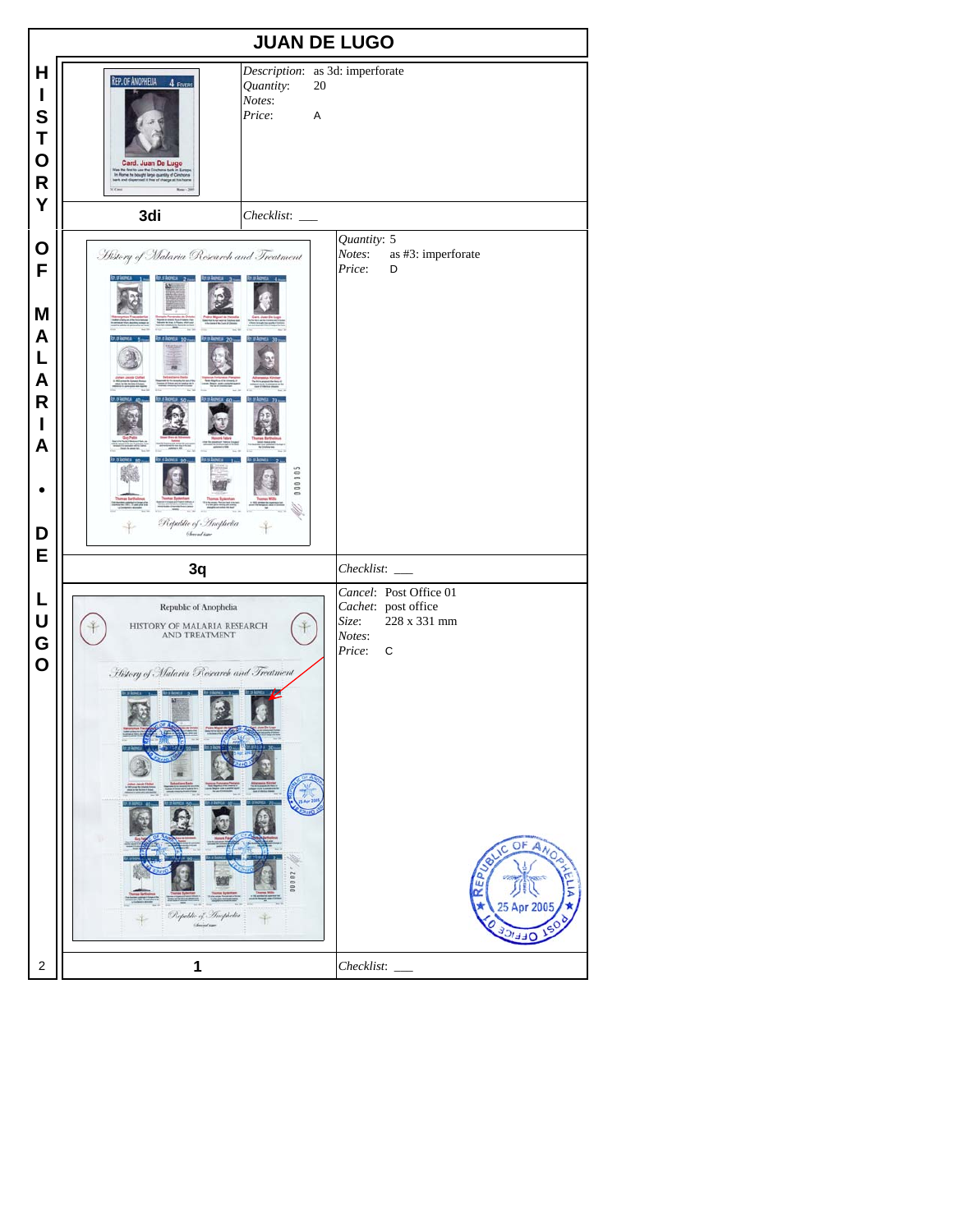# JUAN DE LUGO

HISTORY OF MALARIA • DE LUGO

| | |
|---|---|
| **3di** | *Description*: as 3d: imperforate<br>*Quantity*: 20<br>*Notes*:<br>*Price*: A<br>*Checklist*: ___ |
| **3q** | *Quantity*: 5<br>*Notes*: as #3: imperforate<br>*Price*: D<br>*Checklist*: ___ |
| **1** | *Cancel*: Post Office 01<br>*Cachet*: post office<br>*Size*: 228 x 331 mm<br>*Notes*:<br>*Price*: C<br>*Checklist*: ___ |